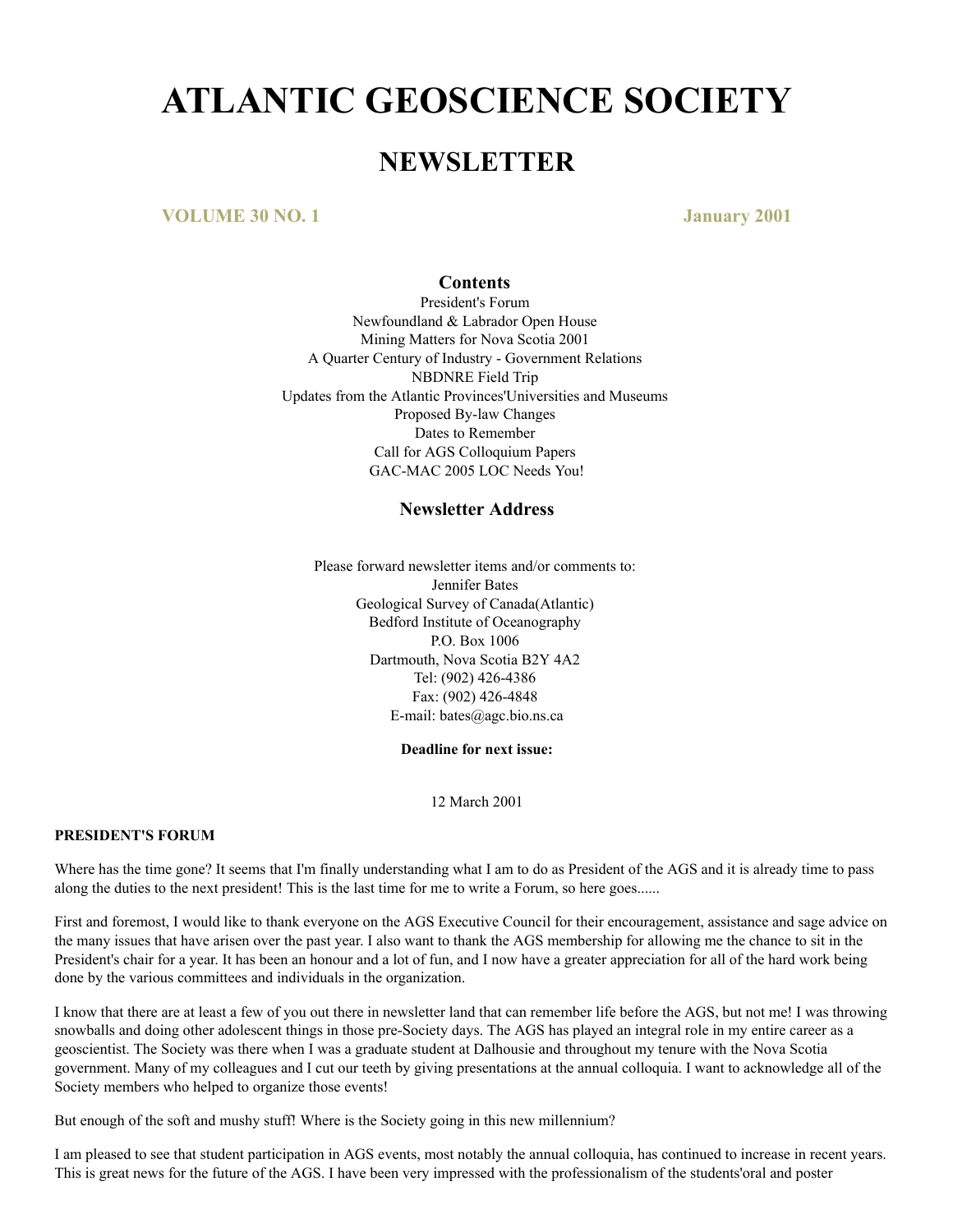# ATLANTIC GEOSCIENCE SOCIETY

## NEWSLETTER

**VOLUME 30 NO. 1** **January 2001**

### Contents

President's Forum
Newfoundland & Labrador Open House
Mining Matters for Nova Scotia 2001
A Quarter Century of Industry - Government Relations
NBDNRE Field Trip
Updates from the Atlantic Provinces'Universities and Museums
Proposed By-law Changes
Dates to Remember
Call for AGS Colloquium Papers
GAC-MAC 2005 LOC Needs You!

### Newsletter Address

Please forward newsletter items and/or comments to:
Jennifer Bates
Geological Survey of Canada(Atlantic)
Bedford Institute of Oceanography
P.O. Box 1006
Dartmouth, Nova Scotia B2Y 4A2
Tel: (902) 426-4386
Fax: (902) 426-4848
E-mail: bates@agc.bio.ns.ca

**Deadline for next issue:**

12 March 2001

**PRESIDENT'S FORUM**

Where has the time gone? It seems that I'm finally understanding what I am to do as President of the AGS and it is already time to pass along the duties to the next president! This is the last time for me to write a Forum, so here goes......

First and foremost, I would like to thank everyone on the AGS Executive Council for their encouragement, assistance and sage advice on the many issues that have arisen over the past year. I also want to thank the AGS membership for allowing me the chance to sit in the President's chair for a year. It has been an honour and a lot of fun, and I now have a greater appreciation for all of the hard work being done by the various committees and individuals in the organization.

I know that there are at least a few of you out there in newsletter land that can remember life before the AGS, but not me! I was throwing snowballs and doing other adolescent things in those pre-Society days. The AGS has played an integral role in my entire career as a geoscientist. The Society was there when I was a graduate student at Dalhousie and throughout my tenure with the Nova Scotia government. Many of my colleagues and I cut our teeth by giving presentations at the annual colloquia. I want to acknowledge all of the Society members who helped to organize those events!

But enough of the soft and mushy stuff! Where is the Society going in this new millennium?

I am pleased to see that student participation in AGS events, most notably the annual colloquia, has continued to increase in recent years. This is great news for the future of the AGS. I have been very impressed with the professionalism of the students'oral and poster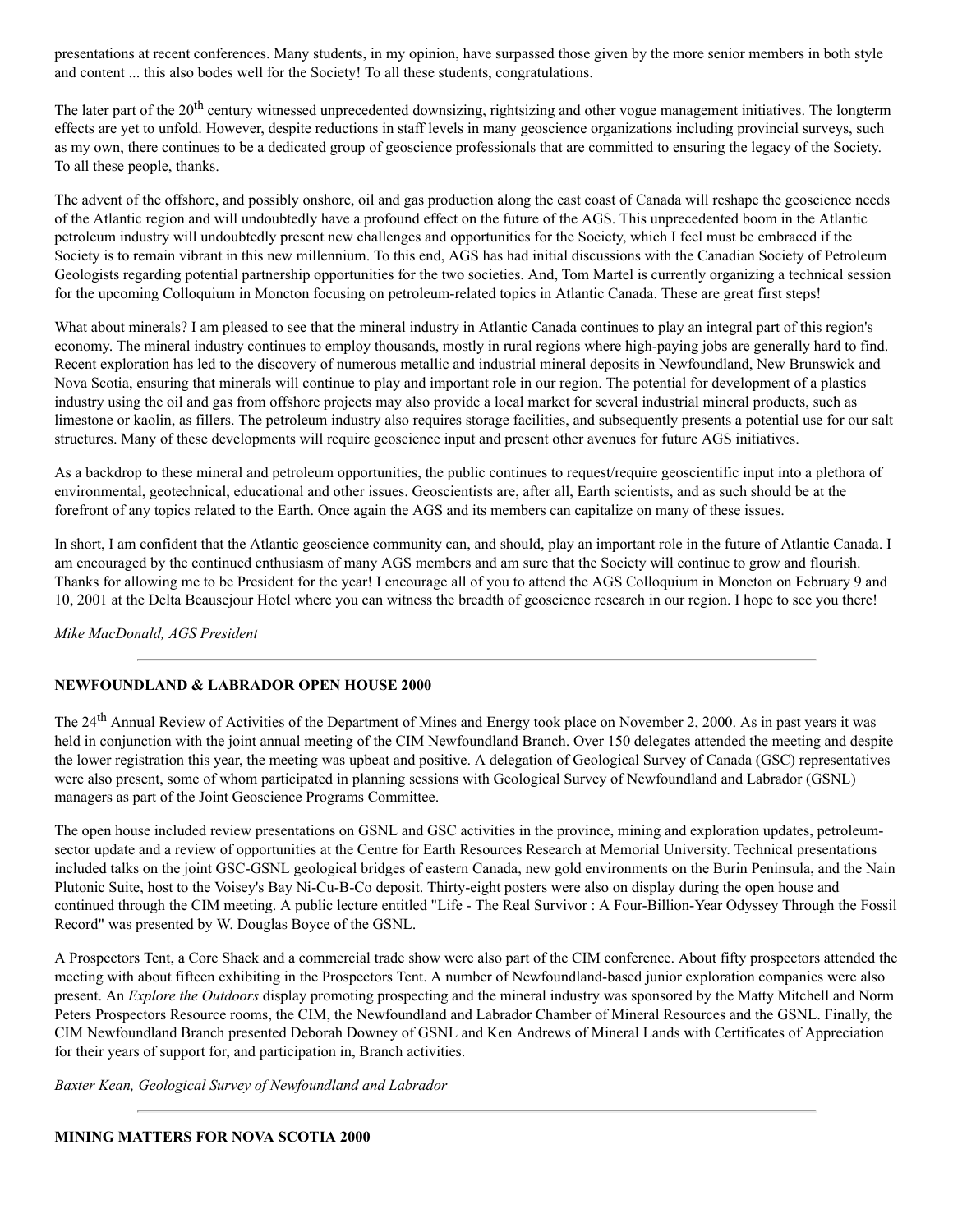presentations at recent conferences. Many students, in my opinion, have surpassed those given by the more senior members in both style and content ... this also bodes well for the Society! To all these students, congratulations.

The later part of the 20$^{th}$ century witnessed unprecedented downsizing, rightsizing and other vogue management initiatives. The longterm effects are yet to unfold. However, despite reductions in staff levels in many geoscience organizations including provincial surveys, such as my own, there continues to be a dedicated group of geoscience professionals that are committed to ensuring the legacy of the Society. To all these people, thanks.

The advent of the offshore, and possibly onshore, oil and gas production along the east coast of Canada will reshape the geoscience needs of the Atlantic region and will undoubtedly have a profound effect on the future of the AGS. This unprecedented boom in the Atlantic petroleum industry will undoubtedly present new challenges and opportunities for the Society, which I feel must be embraced if the Society is to remain vibrant in this new millennium. To this end, AGS has had initial discussions with the Canadian Society of Petroleum Geologists regarding potential partnership opportunities for the two societies. And, Tom Martel is currently organizing a technical session for the upcoming Colloquium in Moncton focusing on petroleum-related topics in Atlantic Canada. These are great first steps!

What about minerals? I am pleased to see that the mineral industry in Atlantic Canada continues to play an integral part of this region's economy. The mineral industry continues to employ thousands, mostly in rural regions where high-paying jobs are generally hard to find. Recent exploration has led to the discovery of numerous metallic and industrial mineral deposits in Newfoundland, New Brunswick and Nova Scotia, ensuring that minerals will continue to play and important role in our region. The potential for development of a plastics industry using the oil and gas from offshore projects may also provide a local market for several industrial mineral products, such as limestone or kaolin, as fillers. The petroleum industry also requires storage facilities, and subsequently presents a potential use for our salt structures. Many of these developments will require geoscience input and present other avenues for future AGS initiatives.

As a backdrop to these mineral and petroleum opportunities, the public continues to request/require geoscientific input into a plethora of environmental, geotechnical, educational and other issues. Geoscientists are, after all, Earth scientists, and as such should be at the forefront of any topics related to the Earth. Once again the AGS and its members can capitalize on many of these issues.

In short, I am confident that the Atlantic geoscience community can, and should, play an important role in the future of Atlantic Canada. I am encouraged by the continued enthusiasm of many AGS members and am sure that the Society will continue to grow and flourish. Thanks for allowing me to be President for the year! I encourage all of you to attend the AGS Colloquium in Moncton on February 9 and 10, 2001 at the Delta Beausejour Hotel where you can witness the breadth of geoscience research in our region. I hope to see you there!

*Mike MacDonald, AGS President*

---

**NEWFOUNDLAND & LABRADOR OPEN HOUSE 2000**

The 24$^{th}$ Annual Review of Activities of the Department of Mines and Energy took place on November 2, 2000. As in past years it was held in conjunction with the joint annual meeting of the CIM Newfoundland Branch. Over 150 delegates attended the meeting and despite the lower registration this year, the meeting was upbeat and positive. A delegation of Geological Survey of Canada (GSC) representatives were also present, some of whom participated in planning sessions with Geological Survey of Newfoundland and Labrador (GSNL) managers as part of the Joint Geoscience Programs Committee.

The open house included review presentations on GSNL and GSC activities in the province, mining and exploration updates, petroleum-sector update and a review of opportunities at the Centre for Earth Resources Research at Memorial University. Technical presentations included talks on the joint GSC-GSNL geological bridges of eastern Canada, new gold environments on the Burin Peninsula, and the Nain Plutonic Suite, host to the Voisey's Bay Ni-Cu-B-Co deposit. Thirty-eight posters were also on display during the open house and continued through the CIM meeting. A public lecture entitled "Life - The Real Survivor : A Four-Billion-Year Odyssey Through the Fossil Record" was presented by W. Douglas Boyce of the GSNL.

A Prospectors Tent, a Core Shack and a commercial trade show were also part of the CIM conference. About fifty prospectors attended the meeting with about fifteen exhibiting in the Prospectors Tent. A number of Newfoundland-based junior exploration companies were also present. An *Explore the Outdoors* display promoting prospecting and the mineral industry was sponsored by the Matty Mitchell and Norm Peters Prospectors Resource rooms, the CIM, the Newfoundland and Labrador Chamber of Mineral Resources and the GSNL. Finally, the CIM Newfoundland Branch presented Deborah Downey of GSNL and Ken Andrews of Mineral Lands with Certificates of Appreciation for their years of support for, and participation in, Branch activities.

*Baxter Kean, Geological Survey of Newfoundland and Labrador*

---

**MINING MATTERS FOR NOVA SCOTIA 2000**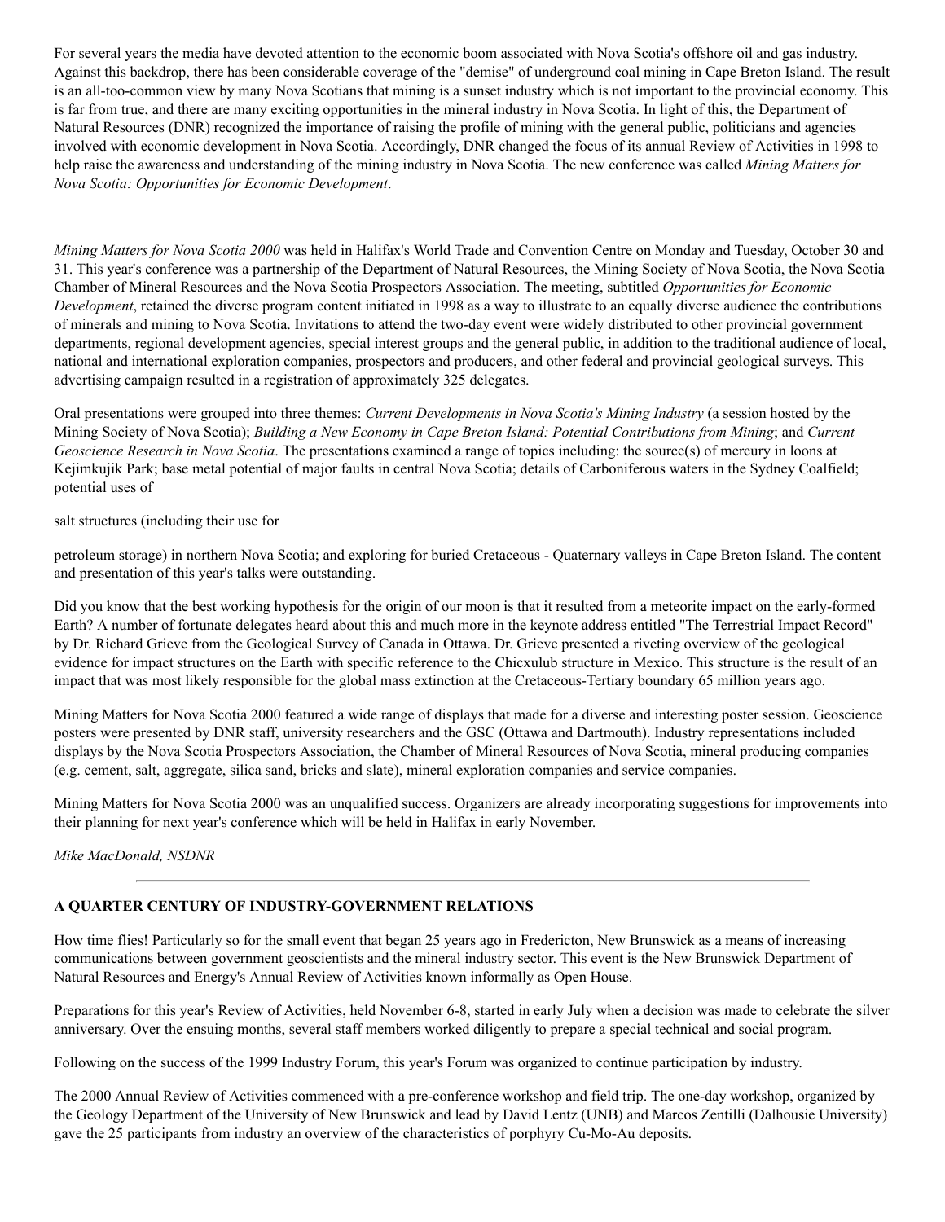For several years the media have devoted attention to the economic boom associated with Nova Scotia's offshore oil and gas industry. Against this backdrop, there has been considerable coverage of the "demise" of underground coal mining in Cape Breton Island. The result is an all-too-common view by many Nova Scotians that mining is a sunset industry which is not important to the provincial economy. This is far from true, and there are many exciting opportunities in the mineral industry in Nova Scotia. In light of this, the Department of Natural Resources (DNR) recognized the importance of raising the profile of mining with the general public, politicians and agencies involved with economic development in Nova Scotia. Accordingly, DNR changed the focus of its annual Review of Activities in 1998 to help raise the awareness and understanding of the mining industry in Nova Scotia. The new conference was called *Mining Matters for Nova Scotia: Opportunities for Economic Development*.

*Mining Matters for Nova Scotia 2000* was held in Halifax's World Trade and Convention Centre on Monday and Tuesday, October 30 and 31. This year's conference was a partnership of the Department of Natural Resources, the Mining Society of Nova Scotia, the Nova Scotia Chamber of Mineral Resources and the Nova Scotia Prospectors Association. The meeting, subtitled *Opportunities for Economic Development*, retained the diverse program content initiated in 1998 as a way to illustrate to an equally diverse audience the contributions of minerals and mining to Nova Scotia. Invitations to attend the two-day event were widely distributed to other provincial government departments, regional development agencies, special interest groups and the general public, in addition to the traditional audience of local, national and international exploration companies, prospectors and producers, and other federal and provincial geological surveys. This advertising campaign resulted in a registration of approximately 325 delegates.

Oral presentations were grouped into three themes: *Current Developments in Nova Scotia's Mining Industry* (a session hosted by the Mining Society of Nova Scotia); *Building a New Economy in Cape Breton Island: Potential Contributions from Mining*; and *Current Geoscience Research in Nova Scotia*. The presentations examined a range of topics including: the source(s) of mercury in loons at Kejimkujik Park; base metal potential of major faults in central Nova Scotia; details of Carboniferous waters in the Sydney Coalfield; potential uses of salt structures (including their use for petroleum storage) in northern Nova Scotia; and exploring for buried Cretaceous - Quaternary valleys in Cape Breton Island. The content and presentation of this year's talks were outstanding.

Did you know that the best working hypothesis for the origin of our moon is that it resulted from a meteorite impact on the early-formed Earth? A number of fortunate delegates heard about this and much more in the keynote address entitled "The Terrestrial Impact Record" by Dr. Richard Grieve from the Geological Survey of Canada in Ottawa. Dr. Grieve presented a riveting overview of the geological evidence for impact structures on the Earth with specific reference to the Chicxulub structure in Mexico. This structure is the result of an impact that was most likely responsible for the global mass extinction at the Cretaceous-Tertiary boundary 65 million years ago.

Mining Matters for Nova Scotia 2000 featured a wide range of displays that made for a diverse and interesting poster session. Geoscience posters were presented by DNR staff, university researchers and the GSC (Ottawa and Dartmouth). Industry representations included displays by the Nova Scotia Prospectors Association, the Chamber of Mineral Resources of Nova Scotia, mineral producing companies (e.g. cement, salt, aggregate, silica sand, bricks and slate), mineral exploration companies and service companies.

Mining Matters for Nova Scotia 2000 was an unqualified success. Organizers are already incorporating suggestions for improvements into their planning for next year's conference which will be held in Halifax in early November.

*Mike MacDonald, NSDNR*

---

### A QUARTER CENTURY OF INDUSTRY-GOVERNMENT RELATIONS

How time flies! Particularly so for the small event that began 25 years ago in Fredericton, New Brunswick as a means of increasing communications between government geoscientists and the mineral industry sector. This event is the New Brunswick Department of Natural Resources and Energy's Annual Review of Activities known informally as Open House.

Preparations for this year's Review of Activities, held November 6-8, started in early July when a decision was made to celebrate the silver anniversary. Over the ensuing months, several staff members worked diligently to prepare a special technical and social program.

Following on the success of the 1999 Industry Forum, this year's Forum was organized to continue participation by industry.

The 2000 Annual Review of Activities commenced with a pre-conference workshop and field trip. The one-day workshop, organized by the Geology Department of the University of New Brunswick and lead by David Lentz (UNB) and Marcos Zentilli (Dalhousie University) gave the 25 participants from industry an overview of the characteristics of porphyry Cu-Mo-Au deposits.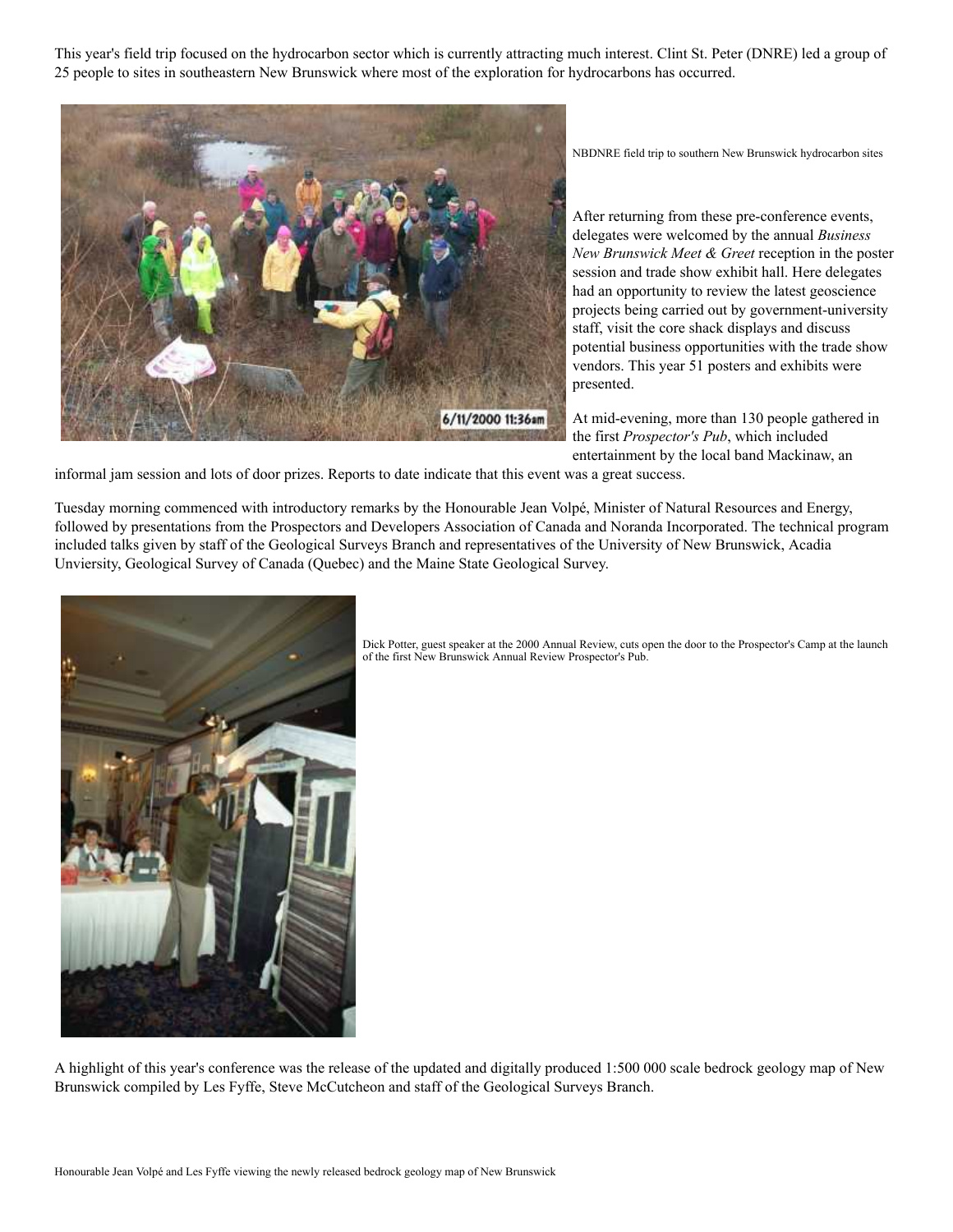This year's field trip focused on the hydrocarbon sector which is currently attracting much interest. Clint St. Peter (DNRE) led a group of 25 people to sites in southeastern New Brunswick where most of the exploration for hydrocarbons has occurred.

NBDNRE field trip to southern New Brunswick hydrocarbon sites

After returning from these pre-conference events, delegates were welcomed by the annual *Business New Brunswick Meet & Greet* reception in the poster session and trade show exhibit hall. Here delegates had an opportunity to review the latest geoscience projects being carried out by government-university staff, visit the core shack displays and discuss potential business opportunities with the trade show vendors. This year 51 posters and exhibits were presented.

At mid-evening, more than 130 people gathered in the first *Prospector's Pub*, which included entertainment by the local band Mackinaw, an informal jam session and lots of door prizes. Reports to date indicate that this event was a great success.

Tuesday morning commenced with introductory remarks by the Honourable Jean Volpé, Minister of Natural Resources and Energy, followed by presentations from the Prospectors and Developers Association of Canada and Noranda Incorporated. The technical program included talks given by staff of the Geological Surveys Branch and representatives of the University of New Brunswick, Acadia Unviersity, Geological Survey of Canada (Quebec) and the Maine State Geological Survey.

Dick Potter, guest speaker at the 2000 Annual Review, cuts open the door to the Prospector's Camp at the launch of the first New Brunswick Annual Review Prospector's Pub.

A highlight of this year's conference was the release of the updated and digitally produced 1:500 000 scale bedrock geology map of New Brunswick compiled by Les Fyffe, Steve McCutcheon and staff of the Geological Surveys Branch.

Honourable Jean Volpé and Les Fyffe viewing the newly released bedrock geology map of New Brunswick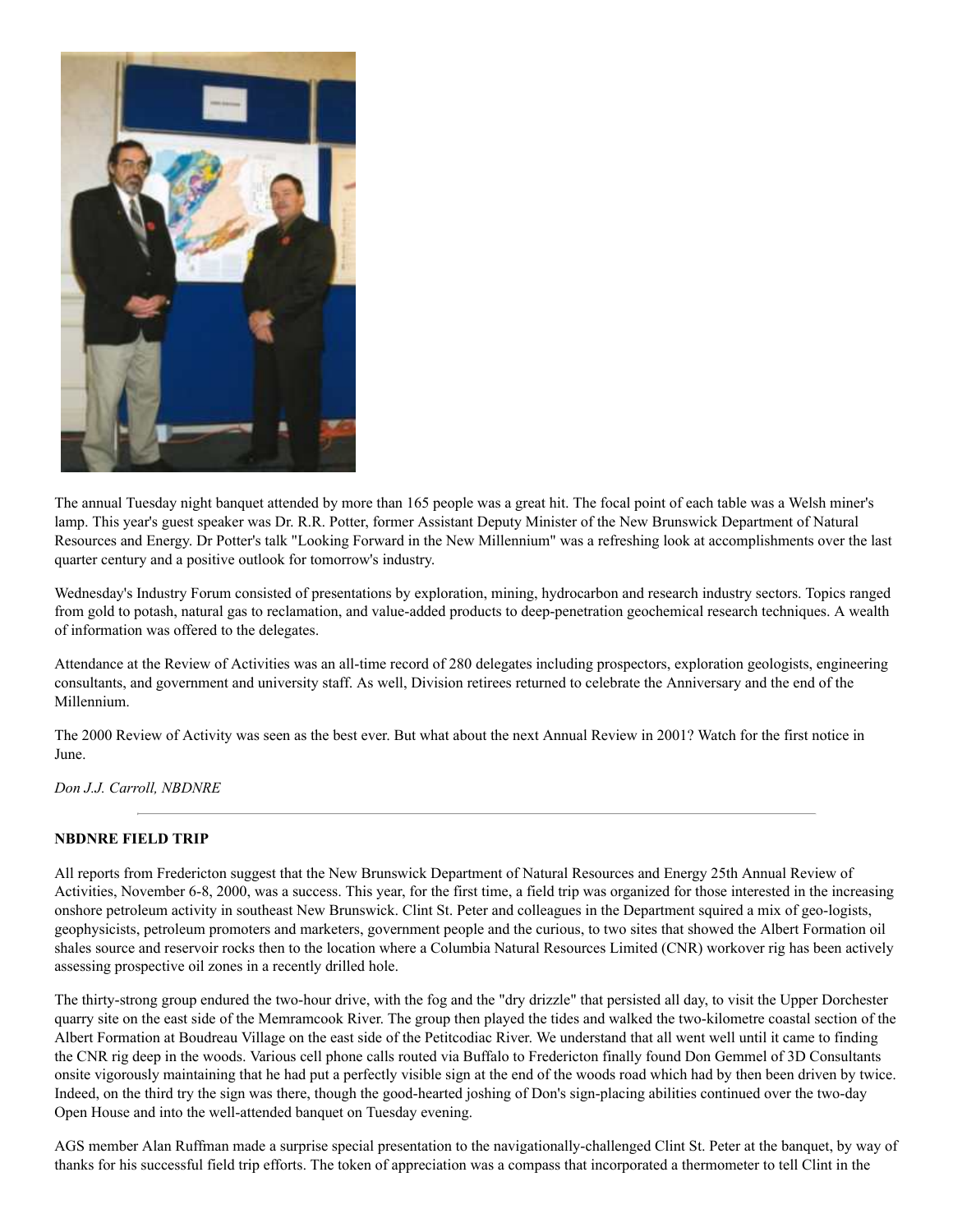The annual Tuesday night banquet attended by more than 165 people was a great hit. The focal point of each table was a Welsh miner's lamp. This year's guest speaker was Dr. R.R. Potter, former Assistant Deputy Minister of the New Brunswick Department of Natural Resources and Energy. Dr Potter's talk "Looking Forward in the New Millennium" was a refreshing look at accomplishments over the last quarter century and a positive outlook for tomorrow's industry.

Wednesday's Industry Forum consisted of presentations by exploration, mining, hydrocarbon and research industry sectors. Topics ranged from gold to potash, natural gas to reclamation, and value-added products to deep-penetration geochemical research techniques. A wealth of information was offered to the delegates.

Attendance at the Review of Activities was an all-time record of 280 delegates including prospectors, exploration geologists, engineering consultants, and government and university staff. As well, Division retirees returned to celebrate the Anniversary and the end of the Millennium.

The 2000 Review of Activity was seen as the best ever. But what about the next Annual Review in 2001? Watch for the first notice in June.

*Don J.J. Carroll, NBDNRE*

---

**NBDNRE FIELD TRIP**

All reports from Fredericton suggest that the New Brunswick Department of Natural Resources and Energy 25th Annual Review of Activities, November 6-8, 2000, was a success. This year, for the first time, a field trip was organized for those interested in the increasing onshore petroleum activity in southeast New Brunswick. Clint St. Peter and colleagues in the Department squired a mix of geo-logists, geophysicists, petroleum promoters and marketers, government people and the curious, to two sites that showed the Albert Formation oil shales source and reservoir rocks then to the location where a Columbia Natural Resources Limited (CNR) workover rig has been actively assessing prospective oil zones in a recently drilled hole.

The thirty-strong group endured the two-hour drive, with the fog and the "dry drizzle" that persisted all day, to visit the Upper Dorchester quarry site on the east side of the Memramcook River. The group then played the tides and walked the two-kilometre coastal section of the Albert Formation at Boudreau Village on the east side of the Petitcodiac River. We understand that all went well until it came to finding the CNR rig deep in the woods. Various cell phone calls routed via Buffalo to Fredericton finally found Don Gemmel of 3D Consultants onsite vigorously maintaining that he had put a perfectly visible sign at the end of the woods road which had by then been driven by twice. Indeed, on the third try the sign was there, though the good-hearted joshing of Don's sign-placing abilities continued over the two-day Open House and into the well-attended banquet on Tuesday evening.

AGS member Alan Ruffman made a surprise special presentation to the navigationally-challenged Clint St. Peter at the banquet, by way of thanks for his successful field trip efforts. The token of appreciation was a compass that incorporated a thermometer to tell Clint in the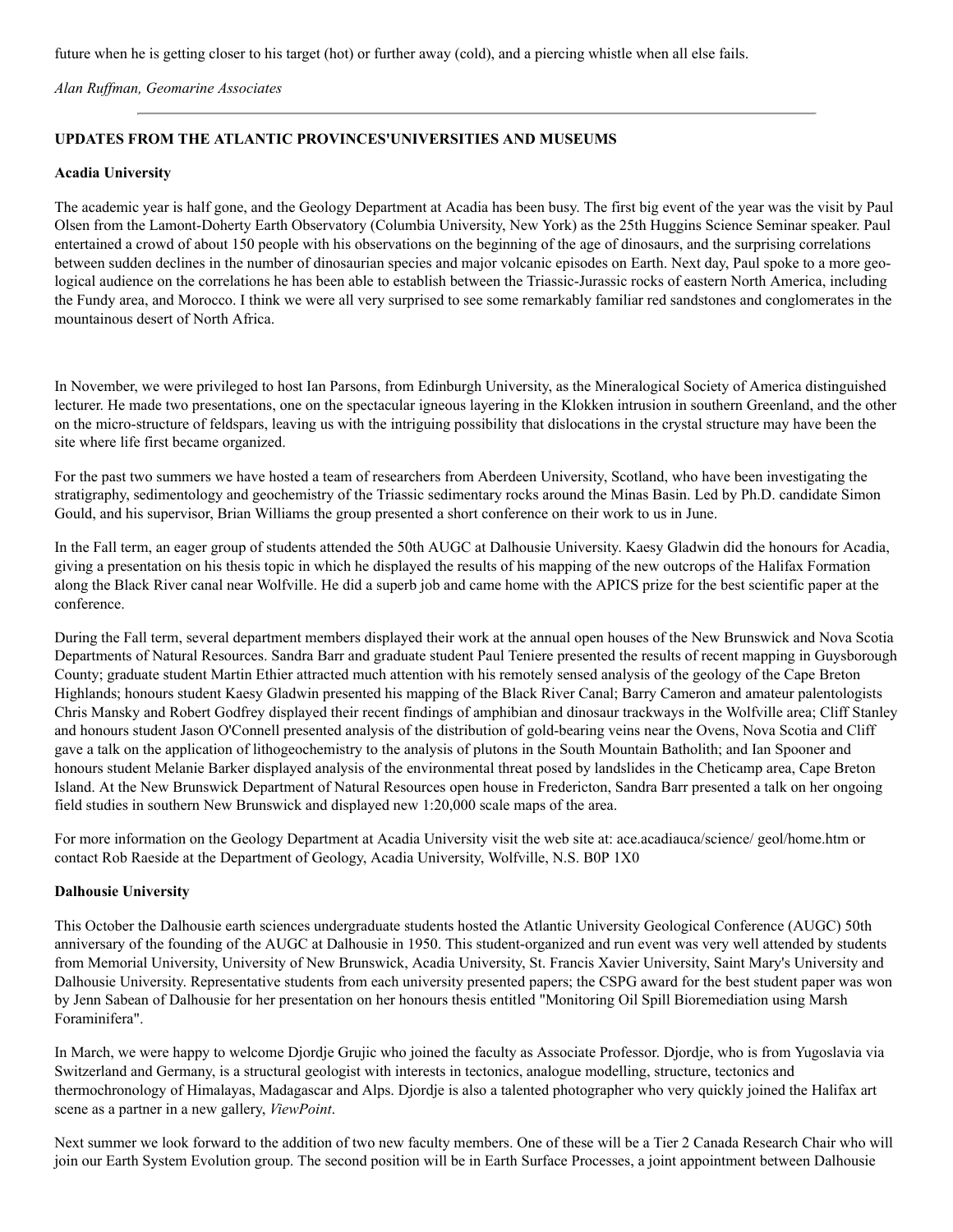future when he is getting closer to his target (hot) or further away (cold), and a piercing whistle when all else fails.

*Alan Ruffman, Geomarine Associates*

---

**UPDATES FROM THE ATLANTIC PROVINCES'UNIVERSITIES AND MUSEUMS**

**Acadia University**

The academic year is half gone, and the Geology Department at Acadia has been busy. The first big event of the year was the visit by Paul Olsen from the Lamont-Doherty Earth Observatory (Columbia University, New York) as the 25th Huggins Science Seminar speaker. Paul entertained a crowd of about 150 people with his observations on the beginning of the age of dinosaurs, and the surprising correlations between sudden declines in the number of dinosaurian species and major volcanic episodes on Earth. Next day, Paul spoke to a more geo-logical audience on the correlations he has been able to establish between the Triassic-Jurassic rocks of eastern North America, including the Fundy area, and Morocco. I think we were all very surprised to see some remarkably familiar red sandstones and conglomerates in the mountainous desert of North Africa.

In November, we were privileged to host Ian Parsons, from Edinburgh University, as the Mineralogical Society of America distinguished lecturer. He made two presentations, one on the spectacular igneous layering in the Klokken intrusion in southern Greenland, and the other on the micro-structure of feldspars, leaving us with the intriguing possibility that dislocations in the crystal structure may have been the site where life first became organized.

For the past two summers we have hosted a team of researchers from Aberdeen University, Scotland, who have been investigating the stratigraphy, sedimentology and geochemistry of the Triassic sedimentary rocks around the Minas Basin. Led by Ph.D. candidate Simon Gould, and his supervisor, Brian Williams the group presented a short conference on their work to us in June.

In the Fall term, an eager group of students attended the 50th AUGC at Dalhousie University. Kaesy Gladwin did the honours for Acadia, giving a presentation on his thesis topic in which he displayed the results of his mapping of the new outcrops of the Halifax Formation along the Black River canal near Wolfville. He did a superb job and came home with the APICS prize for the best scientific paper at the conference.

During the Fall term, several department members displayed their work at the annual open houses of the New Brunswick and Nova Scotia Departments of Natural Resources. Sandra Barr and graduate student Paul Teniere presented the results of recent mapping in Guysborough County; graduate student Martin Ethier attracted much attention with his remotely sensed analysis of the geology of the Cape Breton Highlands; honours student Kaesy Gladwin presented his mapping of the Black River Canal; Barry Cameron and amateur palentologists Chris Mansky and Robert Godfrey displayed their recent findings of amphibian and dinosaur trackways in the Wolfville area; Cliff Stanley and honours student Jason O'Connell presented analysis of the distribution of gold-bearing veins near the Ovens, Nova Scotia and Cliff gave a talk on the application of lithogeochemistry to the analysis of plutons in the South Mountain Batholith; and Ian Spooner and honours student Melanie Barker displayed analysis of the environmental threat posed by landslides in the Cheticamp area, Cape Breton Island. At the New Brunswick Department of Natural Resources open house in Fredericton, Sandra Barr presented a talk on her ongoing field studies in southern New Brunswick and displayed new 1:20,000 scale maps of the area.

For more information on the Geology Department at Acadia University visit the web site at: ace.acadiauca/science/ geol/home.htm or contact Rob Raeside at the Department of Geology, Acadia University, Wolfville, N.S. B0P 1X0

**Dalhousie University**

This October the Dalhousie earth sciences undergraduate students hosted the Atlantic University Geological Conference (AUGC) 50th anniversary of the founding of the AUGC at Dalhousie in 1950. This student-organized and run event was very well attended by students from Memorial University, University of New Brunswick, Acadia University, St. Francis Xavier University, Saint Mary's University and Dalhousie University. Representative students from each university presented papers; the CSPG award for the best student paper was won by Jenn Sabean of Dalhousie for her presentation on her honours thesis entitled "Monitoring Oil Spill Bioremediation using Marsh Foraminifera".

In March, we were happy to welcome Djordje Grujic who joined the faculty as Associate Professor. Djordje, who is from Yugoslavia via Switzerland and Germany, is a structural geologist with interests in tectonics, analogue modelling, structure, tectonics and thermochronology of Himalayas, Madagascar and Alps. Djordje is also a talented photographer who very quickly joined the Halifax art scene as a partner in a new gallery, *ViewPoint*.

Next summer we look forward to the addition of two new faculty members. One of these will be a Tier 2 Canada Research Chair who will join our Earth System Evolution group. The second position will be in Earth Surface Processes, a joint appointment between Dalhousie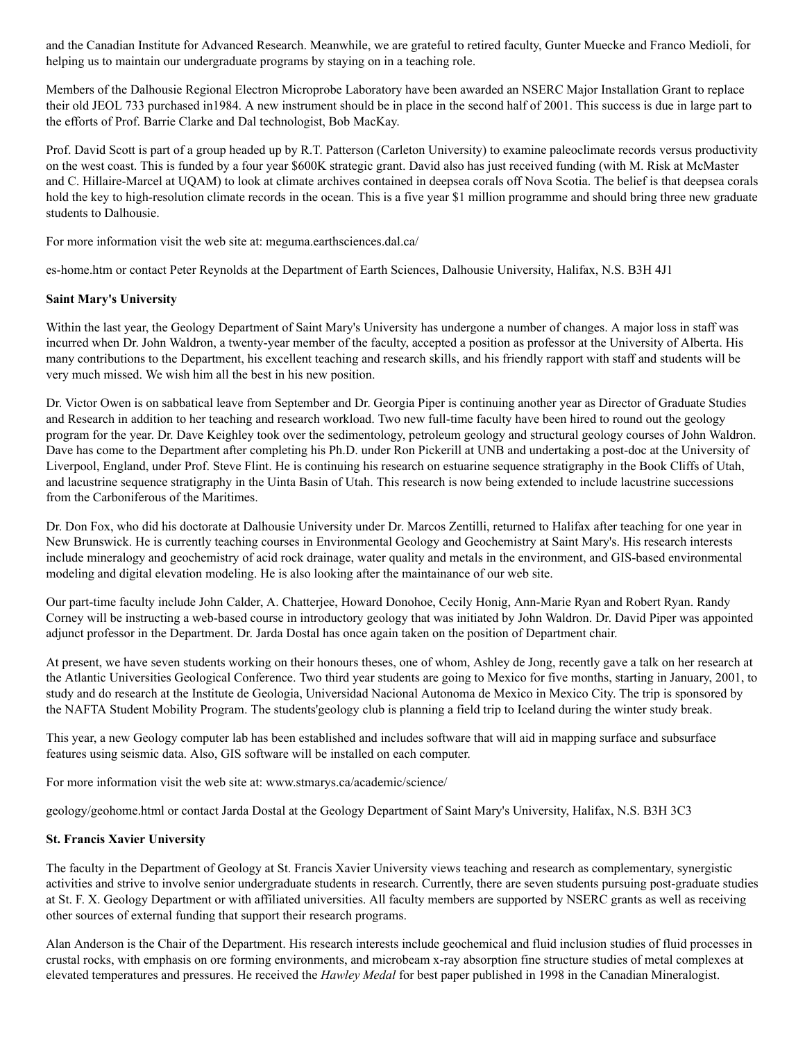and the Canadian Institute for Advanced Research. Meanwhile, we are grateful to retired faculty, Gunter Muecke and Franco Medioli, for helping us to maintain our undergraduate programs by staying on in a teaching role.

Members of the Dalhousie Regional Electron Microprobe Laboratory have been awarded an NSERC Major Installation Grant to replace their old JEOL 733 purchased in1984. A new instrument should be in place in the second half of 2001. This success is due in large part to the efforts of Prof. Barrie Clarke and Dal technologist, Bob MacKay.

Prof. David Scott is part of a group headed up by R.T. Patterson (Carleton University) to examine paleoclimate records versus productivity on the west coast. This is funded by a four year $600K strategic grant. David also has just received funding (with M. Risk at McMaster and C. Hillaire-Marcel at UQAM) to look at climate archives contained in deepsea corals off Nova Scotia. The belief is that deepsea corals hold the key to high-resolution climate records in the ocean. This is a five year $1 million programme and should bring three new graduate students to Dalhousie.

For more information visit the web site at: meguma.earthsciences.dal.ca/

es-home.htm or contact Peter Reynolds at the Department of Earth Sciences, Dalhousie University, Halifax, N.S. B3H 4J1

**Saint Mary's University**

Within the last year, the Geology Department of Saint Mary's University has undergone a number of changes. A major loss in staff was incurred when Dr. John Waldron, a twenty-year member of the faculty, accepted a position as professor at the University of Alberta. His many contributions to the Department, his excellent teaching and research skills, and his friendly rapport with staff and students will be very much missed. We wish him all the best in his new position.

Dr. Victor Owen is on sabbatical leave from September and Dr. Georgia Piper is continuing another year as Director of Graduate Studies and Research in addition to her teaching and research workload. Two new full-time faculty have been hired to round out the geology program for the year. Dr. Dave Keighley took over the sedimentology, petroleum geology and structural geology courses of John Waldron. Dave has come to the Department after completing his Ph.D. under Ron Pickerill at UNB and undertaking a post-doc at the University of Liverpool, England, under Prof. Steve Flint. He is continuing his research on estuarine sequence stratigraphy in the Book Cliffs of Utah, and lacustrine sequence stratigraphy in the Uinta Basin of Utah. This research is now being extended to include lacustrine successions from the Carboniferous of the Maritimes.

Dr. Don Fox, who did his doctorate at Dalhousie University under Dr. Marcos Zentilli, returned to Halifax after teaching for one year in New Brunswick. He is currently teaching courses in Environmental Geology and Geochemistry at Saint Mary's. His research interests include mineralogy and geochemistry of acid rock drainage, water quality and metals in the environment, and GIS-based environmental modeling and digital elevation modeling. He is also looking after the maintainance of our web site.

Our part-time faculty include John Calder, A. Chatterjee, Howard Donohoe, Cecily Honig, Ann-Marie Ryan and Robert Ryan. Randy Corney will be instructing a web-based course in introductory geology that was initiated by John Waldron. Dr. David Piper was appointed adjunct professor in the Department. Dr. Jarda Dostal has once again taken on the position of Department chair.

At present, we have seven students working on their honours theses, one of whom, Ashley de Jong, recently gave a talk on her research at the Atlantic Universities Geological Conference. Two third year students are going to Mexico for five months, starting in January, 2001, to study and do research at the Institute de Geologia, Universidad Nacional Autonoma de Mexico in Mexico City. The trip is sponsored by the NAFTA Student Mobility Program. The students'geology club is planning a field trip to Iceland during the winter study break.

This year, a new Geology computer lab has been established and includes software that will aid in mapping surface and subsurface features using seismic data. Also, GIS software will be installed on each computer.

For more information visit the web site at: www.stmarys.ca/academic/science/

geology/geohome.html or contact Jarda Dostal at the Geology Department of Saint Mary's University, Halifax, N.S. B3H 3C3

**St. Francis Xavier University**

The faculty in the Department of Geology at St. Francis Xavier University views teaching and research as complementary, synergistic activities and strive to involve senior undergraduate students in research. Currently, there are seven students pursuing post-graduate studies at St. F. X. Geology Department or with affiliated universities. All faculty members are supported by NSERC grants as well as receiving other sources of external funding that support their research programs.

Alan Anderson is the Chair of the Department. His research interests include geochemical and fluid inclusion studies of fluid processes in crustal rocks, with emphasis on ore forming environments, and microbeam x-ray absorption fine structure studies of metal complexes at elevated temperatures and pressures. He received the *Hawley Medal* for best paper published in 1998 in the Canadian Mineralogist.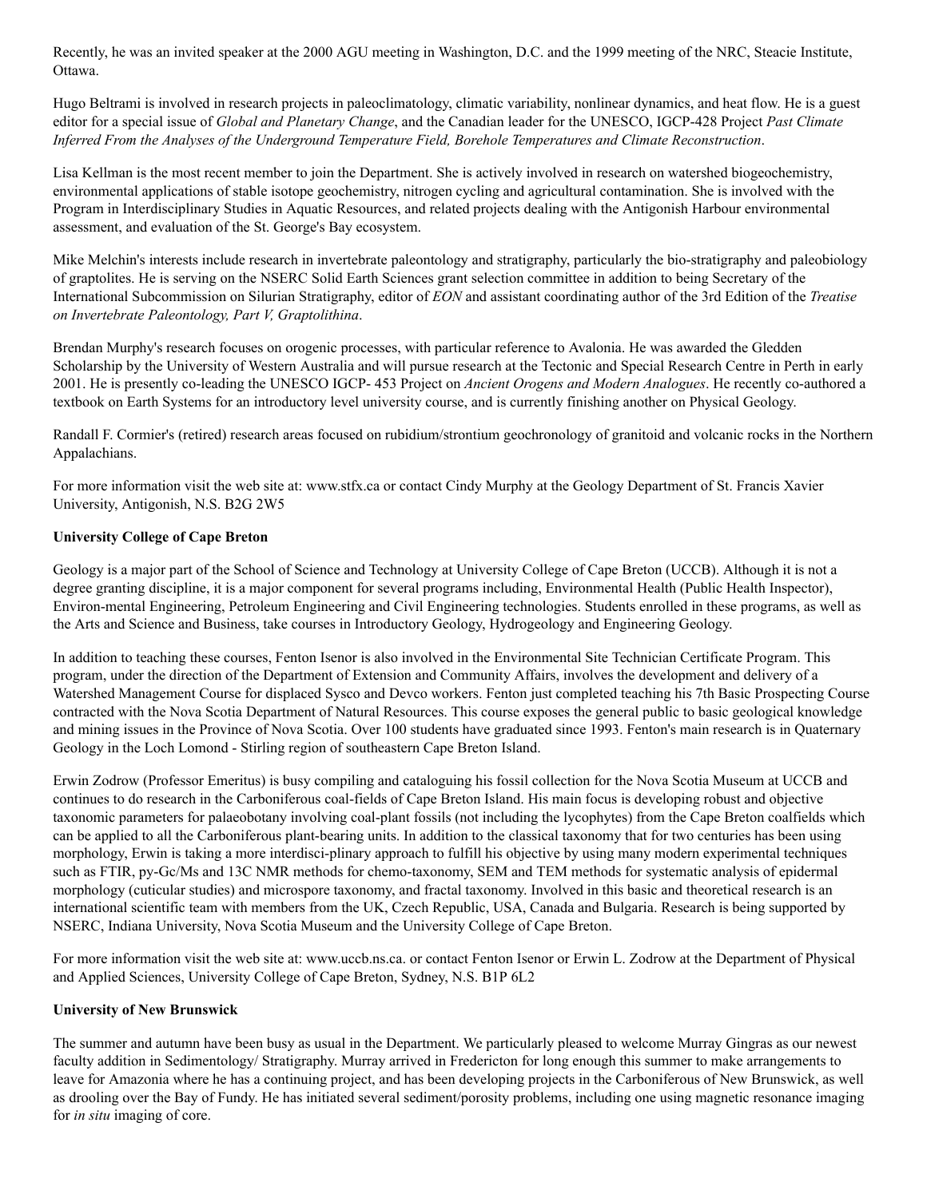Recently, he was an invited speaker at the 2000 AGU meeting in Washington, D.C. and the 1999 meeting of the NRC, Steacie Institute, Ottawa.

Hugo Beltrami is involved in research projects in paleoclimatology, climatic variability, nonlinear dynamics, and heat flow. He is a guest editor for a special issue of *Global and Planetary Change*, and the Canadian leader for the UNESCO, IGCP-428 Project *Past Climate Inferred From the Analyses of the Underground Temperature Field, Borehole Temperatures and Climate Reconstruction*.

Lisa Kellman is the most recent member to join the Department. She is actively involved in research on watershed biogeochemistry, environmental applications of stable isotope geochemistry, nitrogen cycling and agricultural contamination. She is involved with the Program in Interdisciplinary Studies in Aquatic Resources, and related projects dealing with the Antigonish Harbour environmental assessment, and evaluation of the St. George's Bay ecosystem.

Mike Melchin's interests include research in invertebrate paleontology and stratigraphy, particularly the bio-stratigraphy and paleobiology of graptolites. He is serving on the NSERC Solid Earth Sciences grant selection committee in addition to being Secretary of the International Subcommission on Silurian Stratigraphy, editor of *EON* and assistant coordinating author of the 3rd Edition of the *Treatise on Invertebrate Paleontology, Part V, Graptolithina*.

Brendan Murphy's research focuses on orogenic processes, with particular reference to Avalonia. He was awarded the Gledden Scholarship by the University of Western Australia and will pursue research at the Tectonic and Special Research Centre in Perth in early 2001. He is presently co-leading the UNESCO IGCP- 453 Project on *Ancient Orogens and Modern Analogues*. He recently co-authored a textbook on Earth Systems for an introductory level university course, and is currently finishing another on Physical Geology.

Randall F. Cormier's (retired) research areas focused on rubidium/strontium geochronology of granitoid and volcanic rocks in the Northern Appalachians.

For more information visit the web site at: www.stfx.ca or contact Cindy Murphy at the Geology Department of St. Francis Xavier University, Antigonish, N.S. B2G 2W5

**University College of Cape Breton**

Geology is a major part of the School of Science and Technology at University College of Cape Breton (UCCB). Although it is not a degree granting discipline, it is a major component for several programs including, Environmental Health (Public Health Inspector), Environ-mental Engineering, Petroleum Engineering and Civil Engineering technologies. Students enrolled in these programs, as well as the Arts and Science and Business, take courses in Introductory Geology, Hydrogeology and Engineering Geology.

In addition to teaching these courses, Fenton Isenor is also involved in the Environmental Site Technician Certificate Program. This program, under the direction of the Department of Extension and Community Affairs, involves the development and delivery of a Watershed Management Course for displaced Sysco and Devco workers. Fenton just completed teaching his 7th Basic Prospecting Course contracted with the Nova Scotia Department of Natural Resources. This course exposes the general public to basic geological knowledge and mining issues in the Province of Nova Scotia. Over 100 students have graduated since 1993. Fenton's main research is in Quaternary Geology in the Loch Lomond - Stirling region of southeastern Cape Breton Island.

Erwin Zodrow (Professor Emeritus) is busy compiling and cataloguing his fossil collection for the Nova Scotia Museum at UCCB and continues to do research in the Carboniferous coal-fields of Cape Breton Island. His main focus is developing robust and objective taxonomic parameters for palaeobotany involving coal-plant fossils (not including the lycophytes) from the Cape Breton coalfields which can be applied to all the Carboniferous plant-bearing units. In addition to the classical taxonomy that for two centuries has been using morphology, Erwin is taking a more interdisci-plinary approach to fulfill his objective by using many modern experimental techniques such as FTIR, py-Gc/Ms and 13C NMR methods for chemo-taxonomy, SEM and TEM methods for systematic analysis of epidermal morphology (cuticular studies) and microspore taxonomy, and fractal taxonomy. Involved in this basic and theoretical research is an international scientific team with members from the UK, Czech Republic, USA, Canada and Bulgaria. Research is being supported by NSERC, Indiana University, Nova Scotia Museum and the University College of Cape Breton.

For more information visit the web site at: www.uccb.ns.ca. or contact Fenton Isenor or Erwin L. Zodrow at the Department of Physical and Applied Sciences, University College of Cape Breton, Sydney, N.S. B1P 6L2

**University of New Brunswick**

The summer and autumn have been busy as usual in the Department. We particularly pleased to welcome Murray Gingras as our newest faculty addition in Sedimentology/ Stratigraphy. Murray arrived in Fredericton for long enough this summer to make arrangements to leave for Amazonia where he has a continuing project, and has been developing projects in the Carboniferous of New Brunswick, as well as drooling over the Bay of Fundy. He has initiated several sediment/porosity problems, including one using magnetic resonance imaging for *in situ* imaging of core.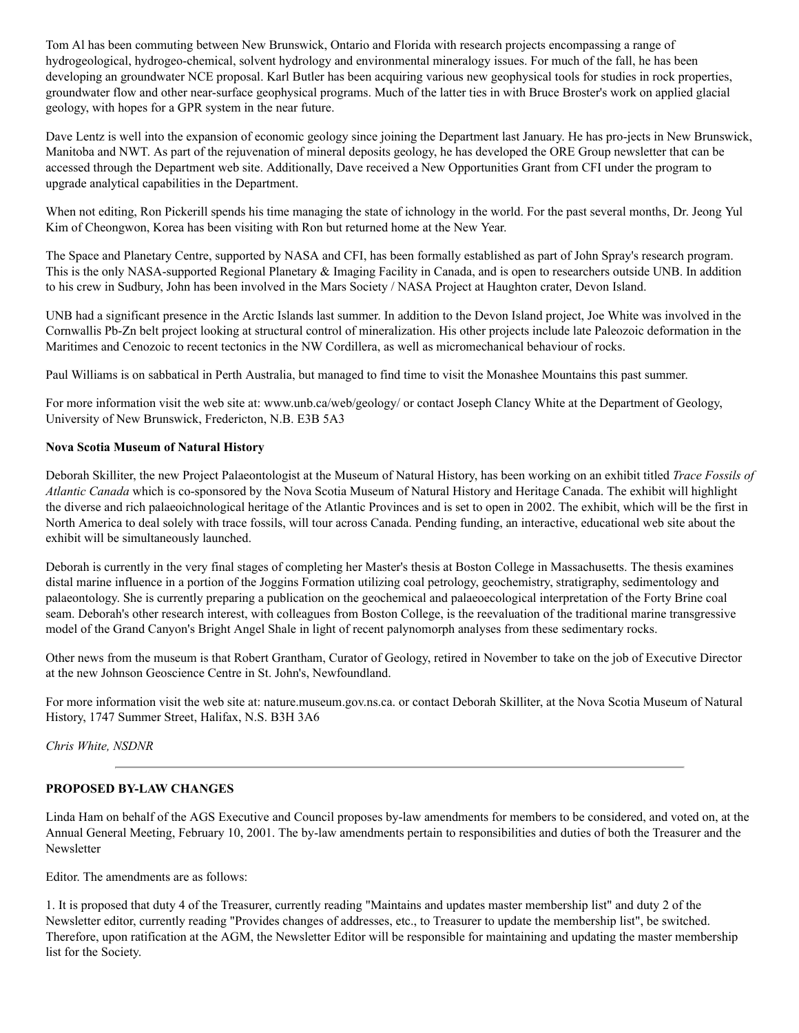Tom Al has been commuting between New Brunswick, Ontario and Florida with research projects encompassing a range of hydrogeological, hydrogeo-chemical, solvent hydrology and environmental mineralogy issues. For much of the fall, he has been developing an groundwater NCE proposal. Karl Butler has been acquiring various new geophysical tools for studies in rock properties, groundwater flow and other near-surface geophysical programs. Much of the latter ties in with Bruce Broster's work on applied glacial geology, with hopes for a GPR system in the near future.

Dave Lentz is well into the expansion of economic geology since joining the Department last January. He has pro-jects in New Brunswick, Manitoba and NWT. As part of the rejuvenation of mineral deposits geology, he has developed the ORE Group newsletter that can be accessed through the Department web site. Additionally, Dave received a New Opportunities Grant from CFI under the program to upgrade analytical capabilities in the Department.

When not editing, Ron Pickerill spends his time managing the state of ichnology in the world. For the past several months, Dr. Jeong Yul Kim of Cheongwon, Korea has been visiting with Ron but returned home at the New Year.

The Space and Planetary Centre, supported by NASA and CFI, has been formally established as part of John Spray's research program. This is the only NASA-supported Regional Planetary & Imaging Facility in Canada, and is open to researchers outside UNB. In addition to his crew in Sudbury, John has been involved in the Mars Society / NASA Project at Haughton crater, Devon Island.

UNB had a significant presence in the Arctic Islands last summer. In addition to the Devon Island project, Joe White was involved in the Cornwallis Pb-Zn belt project looking at structural control of mineralization. His other projects include late Paleozoic deformation in the Maritimes and Cenozoic to recent tectonics in the NW Cordillera, as well as micromechanical behaviour of rocks.

Paul Williams is on sabbatical in Perth Australia, but managed to find time to visit the Monashee Mountains this past summer.

For more information visit the web site at: www.unb.ca/web/geology/ or contact Joseph Clancy White at the Department of Geology, University of New Brunswick, Fredericton, N.B. E3B 5A3

**Nova Scotia Museum of Natural History**

Deborah Skilliter, the new Project Palaeontologist at the Museum of Natural History, has been working on an exhibit titled *Trace Fossils of Atlantic Canada* which is co-sponsored by the Nova Scotia Museum of Natural History and Heritage Canada. The exhibit will highlight the diverse and rich palaeoichnological heritage of the Atlantic Provinces and is set to open in 2002. The exhibit, which will be the first in North America to deal solely with trace fossils, will tour across Canada. Pending funding, an interactive, educational web site about the exhibit will be simultaneously launched.

Deborah is currently in the very final stages of completing her Master's thesis at Boston College in Massachusetts. The thesis examines distal marine influence in a portion of the Joggins Formation utilizing coal petrology, geochemistry, stratigraphy, sedimentology and palaeontology. She is currently preparing a publication on the geochemical and palaeoecological interpretation of the Forty Brine coal seam. Deborah's other research interest, with colleagues from Boston College, is the reevaluation of the traditional marine transgressive model of the Grand Canyon's Bright Angel Shale in light of recent palynomorph analyses from these sedimentary rocks.

Other news from the museum is that Robert Grantham, Curator of Geology, retired in November to take on the job of Executive Director at the new Johnson Geoscience Centre in St. John's, Newfoundland.

For more information visit the web site at: nature.museum.gov.ns.ca. or contact Deborah Skilliter, at the Nova Scotia Museum of Natural History, 1747 Summer Street, Halifax, N.S. B3H 3A6

*Chris White, NSDNR*

---

**PROPOSED BY-LAW CHANGES**

Linda Ham on behalf of the AGS Executive and Council proposes by-law amendments for members to be considered, and voted on, at the Annual General Meeting, February 10, 2001. The by-law amendments pertain to responsibilities and duties of both the Treasurer and the Newsletter

Editor. The amendments are as follows:

1. It is proposed that duty 4 of the Treasurer, currently reading "Maintains and updates master membership list" and duty 2 of the Newsletter editor, currently reading "Provides changes of addresses, etc., to Treasurer to update the membership list", be switched. Therefore, upon ratification at the AGM, the Newsletter Editor will be responsible for maintaining and updating the master membership list for the Society.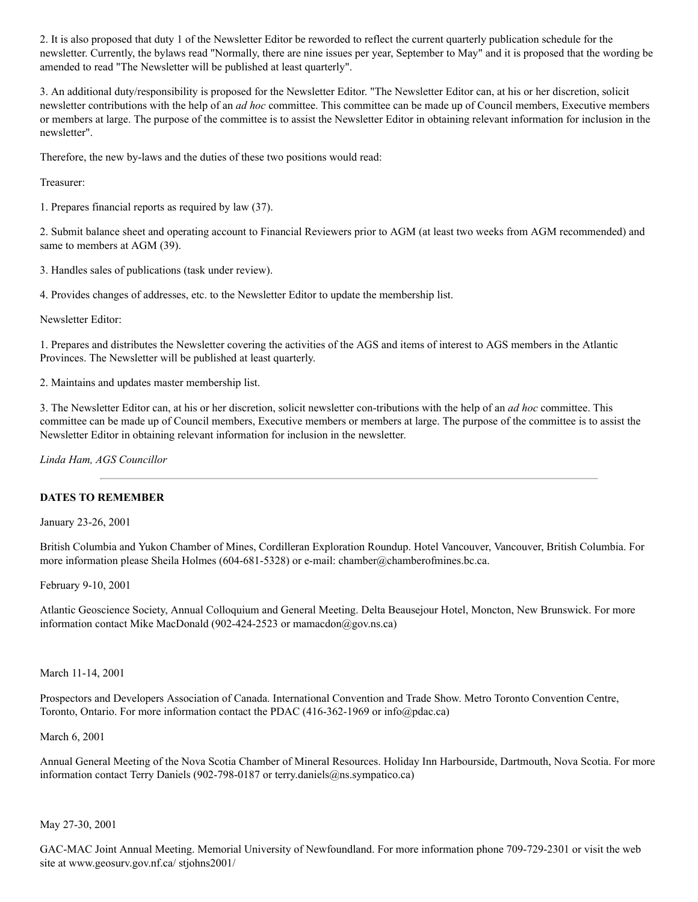2. It is also proposed that duty 1 of the Newsletter Editor be reworded to reflect the current quarterly publication schedule for the newsletter. Currently, the bylaws read "Normally, there are nine issues per year, September to May" and it is proposed that the wording be amended to read "The Newsletter will be published at least quarterly".

3. An additional duty/responsibility is proposed for the Newsletter Editor. "The Newsletter Editor can, at his or her discretion, solicit newsletter contributions with the help of an *ad hoc* committee. This committee can be made up of Council members, Executive members or members at large. The purpose of the committee is to assist the Newsletter Editor in obtaining relevant information for inclusion in the newsletter".

Therefore, the new by-laws and the duties of these two positions would read:

Treasurer:

1. Prepares financial reports as required by law (37).

2. Submit balance sheet and operating account to Financial Reviewers prior to AGM (at least two weeks from AGM recommended) and same to members at AGM (39).

3. Handles sales of publications (task under review).

4. Provides changes of addresses, etc. to the Newsletter Editor to update the membership list.

Newsletter Editor:

1. Prepares and distributes the Newsletter covering the activities of the AGS and items of interest to AGS members in the Atlantic Provinces. The Newsletter will be published at least quarterly.

2. Maintains and updates master membership list.

3. The Newsletter Editor can, at his or her discretion, solicit newsletter con-tributions with the help of an *ad hoc* committee. This committee can be made up of Council members, Executive members or members at large. The purpose of the committee is to assist the Newsletter Editor in obtaining relevant information for inclusion in the newsletter.

*Linda Ham, AGS Councillor*

---

**DATES TO REMEMBER**

January 23-26, 2001

British Columbia and Yukon Chamber of Mines, Cordilleran Exploration Roundup. Hotel Vancouver, Vancouver, British Columbia. For more information please Sheila Holmes (604-681-5328) or e-mail: chamber@chamberofmines.bc.ca.

February 9-10, 2001

Atlantic Geoscience Society, Annual Colloquium and General Meeting. Delta Beausejour Hotel, Moncton, New Brunswick. For more information contact Mike MacDonald (902-424-2523 or mamacdon@gov.ns.ca)

March 11-14, 2001

Prospectors and Developers Association of Canada. International Convention and Trade Show. Metro Toronto Convention Centre, Toronto, Ontario. For more information contact the PDAC (416-362-1969 or info@pdac.ca)

March 6, 2001

Annual General Meeting of the Nova Scotia Chamber of Mineral Resources. Holiday Inn Harbourside, Dartmouth, Nova Scotia. For more information contact Terry Daniels (902-798-0187 or terry.daniels@ns.sympatico.ca)

May 27-30, 2001

GAC-MAC Joint Annual Meeting. Memorial University of Newfoundland. For more information phone 709-729-2301 or visit the web site at www.geosurv.gov.nf.ca/ stjohns2001/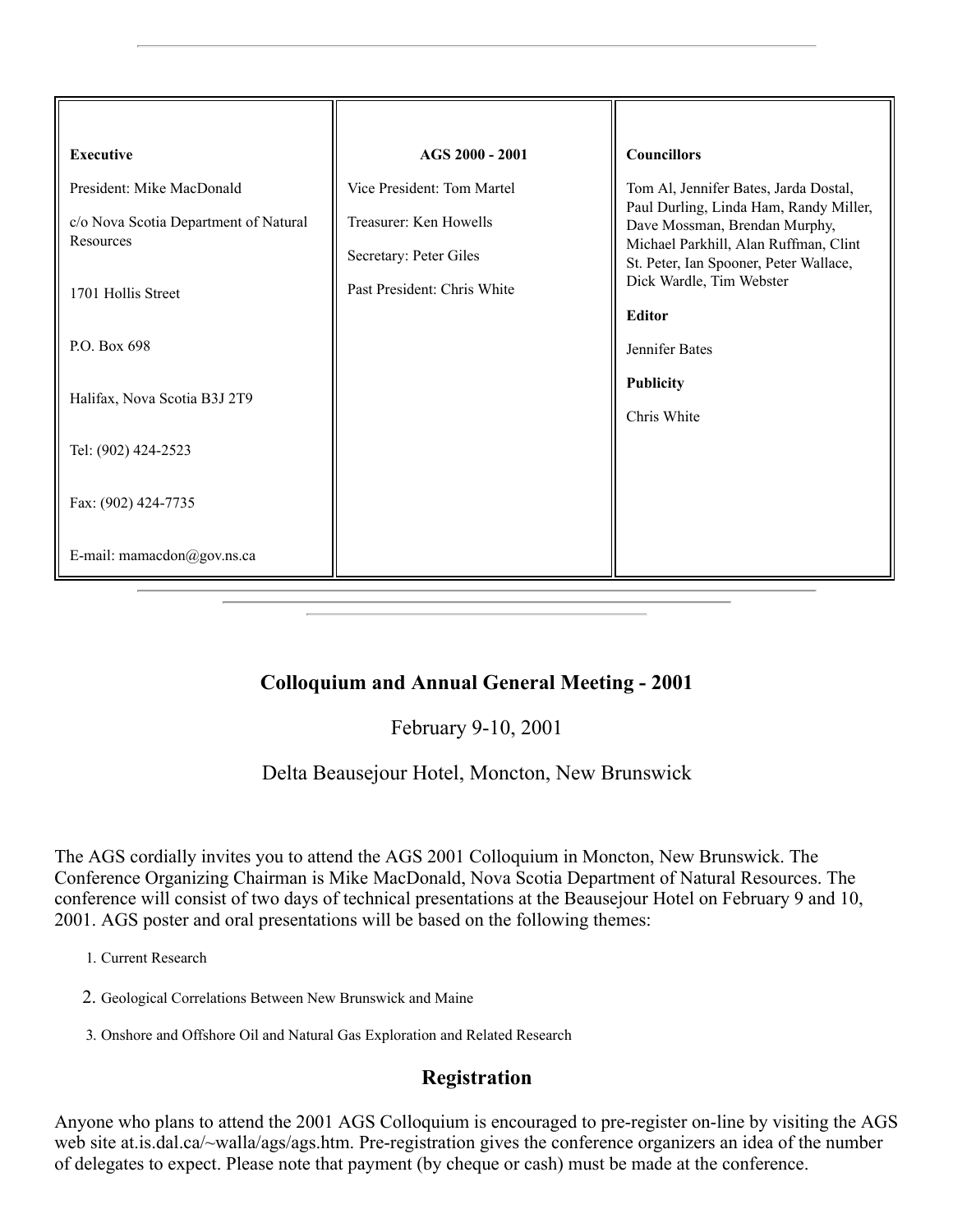| **Executive** | **AGS 2000 - 2001** | **Councillors** |
|---|---|---|
| President: Mike MacDonald<br><br>c/o Nova Scotia Department of Natural Resources<br><br>1701 Hollis Street<br><br>P.O. Box 698<br><br>Halifax, Nova Scotia B3J 2T9<br><br>Tel: (902) 424-2523<br><br>Fax: (902) 424-7735<br><br>E-mail: mamacdon@gov.ns.ca | Vice President: Tom Martel<br><br>Treasurer: Ken Howells<br><br>Secretary: Peter Giles<br><br>Past President: Chris White | Tom Al, Jennifer Bates, Jarda Dostal, Paul Durling, Linda Ham, Randy Miller, Dave Mossman, Brendan Murphy, Michael Parkhill, Alan Ruffman, Clint St. Peter, Ian Spooner, Peter Wallace, Dick Wardle, Tim Webster<br><br>**Editor**<br><br>Jennifer Bates<br><br>**Publicity**<br><br>Chris White |

## Colloquium and Annual General Meeting - 2001

February 9-10, 2001

Delta Beausejour Hotel, Moncton, New Brunswick

The AGS cordially invites you to attend the AGS 2001 Colloquium in Moncton, New Brunswick. The Conference Organizing Chairman is Mike MacDonald, Nova Scotia Department of Natural Resources. The conference will consist of two days of technical presentations at the Beausejour Hotel on February 9 and 10, 2001. AGS poster and oral presentations will be based on the following themes:

1. Current Research
2. Geological Correlations Between New Brunswick and Maine
3. Onshore and Offshore Oil and Natural Gas Exploration and Related Research

## Registration

Anyone who plans to attend the 2001 AGS Colloquium is encouraged to pre-register on-line by visiting the AGS web site at.is.dal.ca/~walla/ags/ags.htm. Pre-registration gives the conference organizers an idea of the number of delegates to expect. Please note that payment (by cheque or cash) must be made at the conference.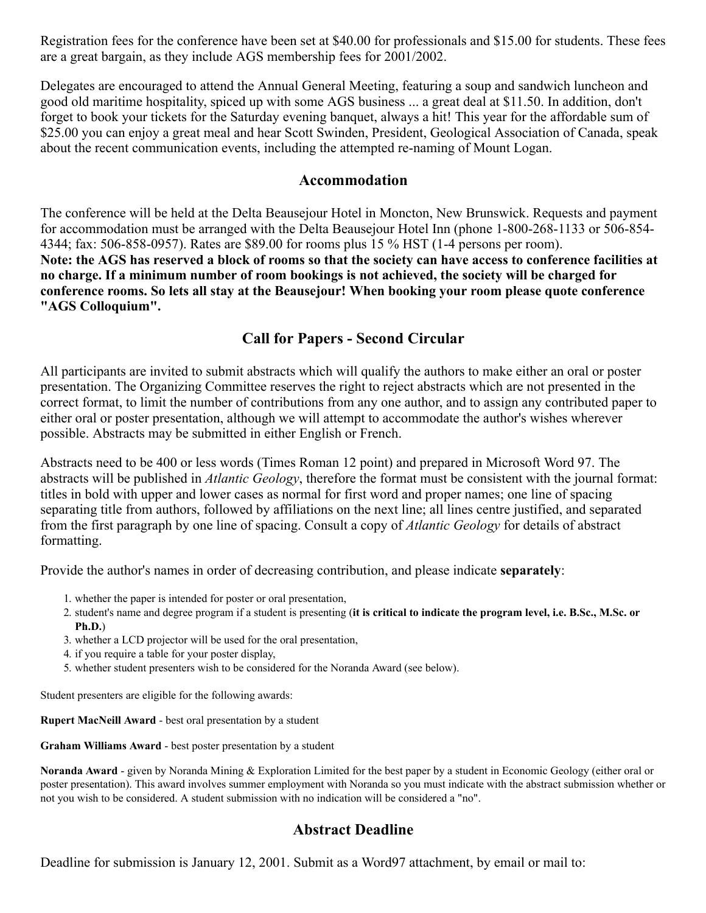Registration fees for the conference have been set at $40.00 for professionals and $15.00 for students. These fees are a great bargain, as they include AGS membership fees for 2001/2002.

Delegates are encouraged to attend the Annual General Meeting, featuring a soup and sandwich luncheon and good old maritime hospitality, spiced up with some AGS business ... a great deal at $11.50. In addition, don't forget to book your tickets for the Saturday evening banquet, always a hit! This year for the affordable sum of $25.00 you can enjoy a great meal and hear Scott Swinden, President, Geological Association of Canada, speak about the recent communication events, including the attempted re-naming of Mount Logan.

## Accommodation

The conference will be held at the Delta Beausejour Hotel in Moncton, New Brunswick. Requests and payment for accommodation must be arranged with the Delta Beausejour Hotel Inn (phone 1-800-268-1133 or 506-854-4344; fax: 506-858-0957). Rates are $89.00 for rooms plus 15 % HST (1-4 persons per room).
**Note: the AGS has reserved a block of rooms so that the society can have access to conference facilities at no charge. If a minimum number of room bookings is not achieved, the society will be charged for conference rooms. So lets all stay at the Beausejour! When booking your room please quote conference "AGS Colloquium".**

## Call for Papers - Second Circular

All participants are invited to submit abstracts which will qualify the authors to make either an oral or poster presentation. The Organizing Committee reserves the right to reject abstracts which are not presented in the correct format, to limit the number of contributions from any one author, and to assign any contributed paper to either oral or poster presentation, although we will attempt to accommodate the author's wishes wherever possible. Abstracts may be submitted in either English or French.

Abstracts need to be 400 or less words (Times Roman 12 point) and prepared in Microsoft Word 97. The abstracts will be published in *Atlantic Geology*, therefore the format must be consistent with the journal format: titles in bold with upper and lower cases as normal for first word and proper names; one line of spacing separating title from authors, followed by affiliations on the next line; all lines centre justified, and separated from the first paragraph by one line of spacing. Consult a copy of *Atlantic Geology* for details of abstract formatting.

Provide the author's names in order of decreasing contribution, and please indicate **separately**:

1. whether the paper is intended for poster or oral presentation,
2. student's name and degree program if a student is presenting (**it is critical to indicate the program level, i.e. B.Sc., M.Sc. or Ph.D.**)
3. whether a LCD projector will be used for the oral presentation,
4. if you require a table for your poster display,
5. whether student presenters wish to be considered for the Noranda Award (see below).

Student presenters are eligible for the following awards:

**Rupert MacNeill Award** - best oral presentation by a student

**Graham Williams Award** - best poster presentation by a student

**Noranda Award** - given by Noranda Mining & Exploration Limited for the best paper by a student in Economic Geology (either oral or poster presentation). This award involves summer employment with Noranda so you must indicate with the abstract submission whether or not you wish to be considered. A student submission with no indication will be considered a "no".

## Abstract Deadline

Deadline for submission is January 12, 2001. Submit as a Word97 attachment, by email or mail to: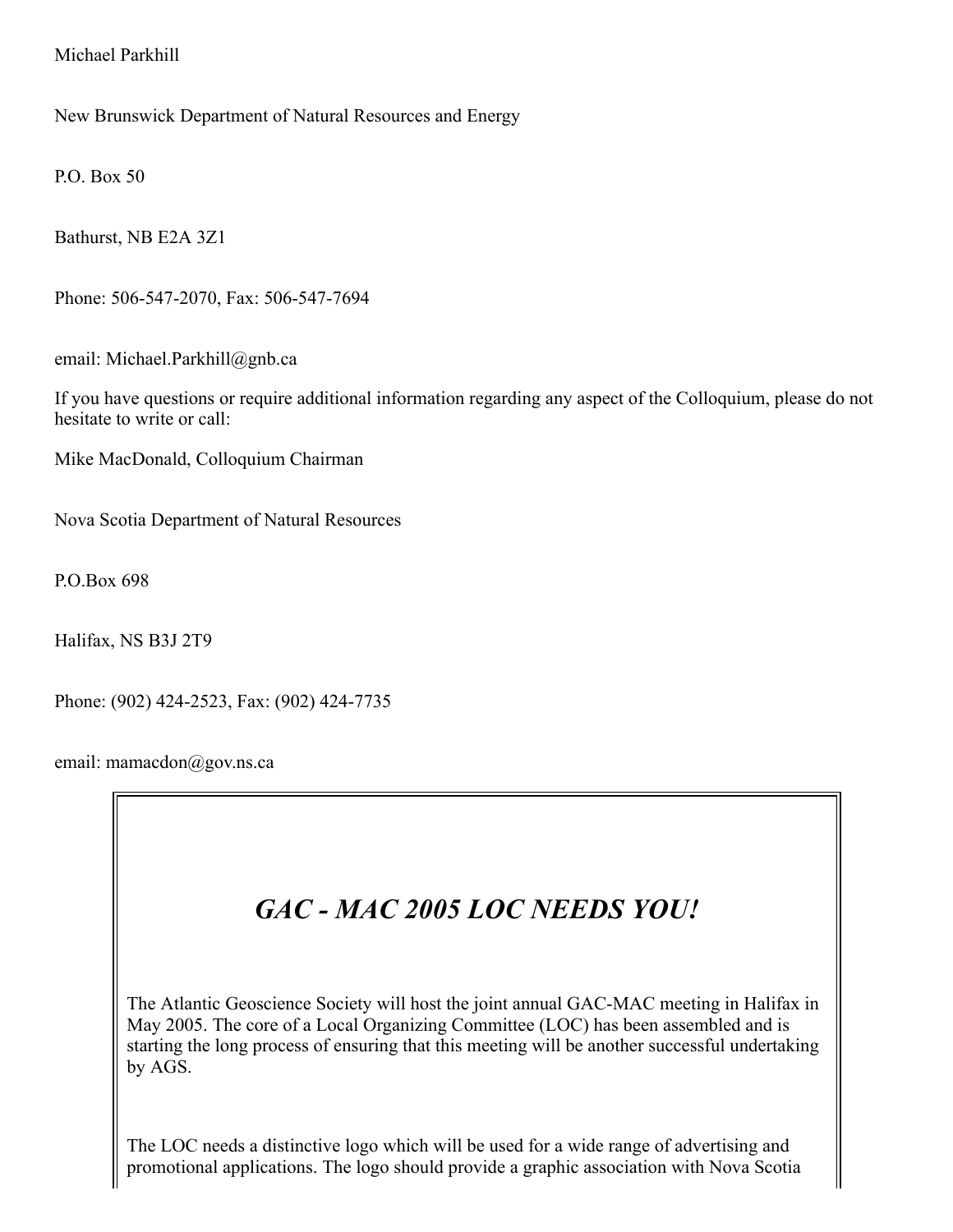Michael Parkhill

New Brunswick Department of Natural Resources and Energy

P.O. Box 50

Bathurst, NB E2A 3Z1

Phone: 506-547-2070, Fax: 506-547-7694

email: Michael.Parkhill@gnb.ca

If you have questions or require additional information regarding any aspect of the Colloquium, please do not hesitate to write or call:

Mike MacDonald, Colloquium Chairman

Nova Scotia Department of Natural Resources

P.O.Box 698

Halifax, NS B3J 2T9

Phone: (902) 424-2523, Fax: (902) 424-7735

email: mamacdon@gov.ns.ca

## *GAC - MAC 2005 LOC NEEDS YOU!*

The Atlantic Geoscience Society will host the joint annual GAC-MAC meeting in Halifax in May 2005. The core of a Local Organizing Committee (LOC) has been assembled and is starting the long process of ensuring that this meeting will be another successful undertaking by AGS.

The LOC needs a distinctive logo which will be used for a wide range of advertising and promotional applications. The logo should provide a graphic association with Nova Scotia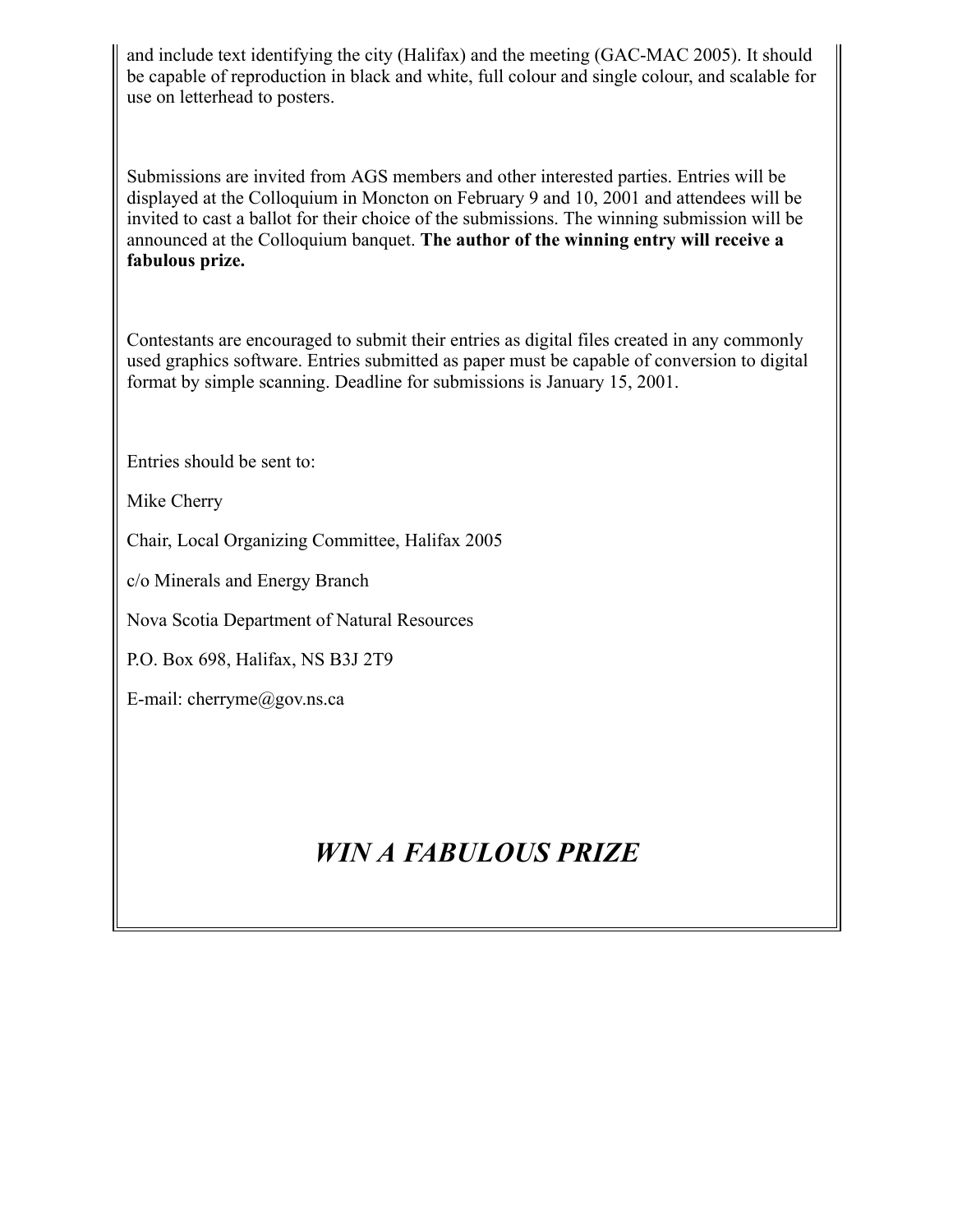and include text identifying the city (Halifax) and the meeting (GAC-MAC 2005). It should be capable of reproduction in black and white, full colour and single colour, and scalable for use on letterhead to posters.

Submissions are invited from AGS members and other interested parties. Entries will be displayed at the Colloquium in Moncton on February 9 and 10, 2001 and attendees will be invited to cast a ballot for their choice of the submissions. The winning submission will be announced at the Colloquium banquet. **The author of the winning entry will receive a fabulous prize.**

Contestants are encouraged to submit their entries as digital files created in any commonly used graphics software. Entries submitted as paper must be capable of conversion to digital format by simple scanning. Deadline for submissions is January 15, 2001.

Entries should be sent to:

Mike Cherry

Chair, Local Organizing Committee, Halifax 2005

c/o Minerals and Energy Branch

Nova Scotia Department of Natural Resources

P.O. Box 698, Halifax, NS B3J 2T9

E-mail: cherryme@gov.ns.ca

## ***WIN A FABULOUS PRIZE***